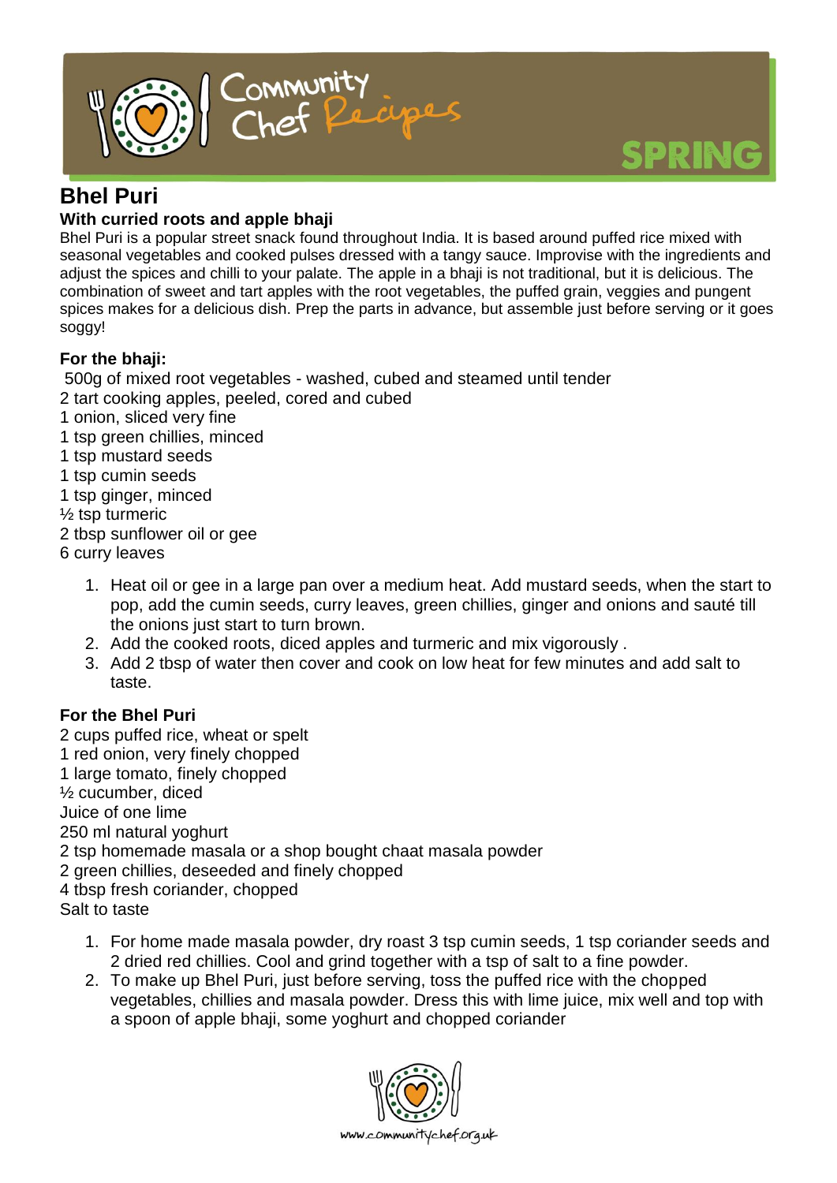# Bhel Puri

### With curried roots and apple bhaji

Bhel Puri is a popular street snack found throughout India. It is based around puffed rice mixed with seasonal vegetables and cooked pulses dressed with a tangy sauce. Improvise with the ingredients and adjust the spices and chilli to your palate. The apple in a bhaji is not traditional, but it is delicious. The combination of sweet and tart apples with the root vegetables, the puffed grain, veggies and pungent spices makes for a delicious dish. Prep the parts in advance, but assemble just before serving or it goes soggy!

**For the bhaji:**

500g of mixed root vegetables - washed, cubed and steamed until tender
2 tart cooking apples, peeled, cored and cubed
1 onion, sliced very fine
1 tsp green chillies, minced
1 tsp mustard seeds
1 tsp cumin seeds
1 tsp ginger, minced
½ tsp turmeric
2 tbsp sunflower oil or gee
6 curry leaves

1. Heat oil or gee in a large pan over a medium heat. Add mustard seeds, when the start to pop, add the cumin seeds, curry leaves, green chillies, ginger and onions and sauté till the onions just start to turn brown.
2. Add the cooked roots, diced apples and turmeric and mix vigorously .
3. Add 2 tbsp of water then cover and cook on low heat for few minutes and add salt to taste.

**For the Bhel Puri**

2 cups puffed rice, wheat or spelt
1 red onion, very finely chopped
1 large tomato, finely chopped
½ cucumber, diced
Juice of one lime
250 ml natural yoghurt
2 tsp homemade masala or a shop bought chaat masala powder
2 green chillies, deseeded and finely chopped
4 tbsp fresh coriander, chopped
Salt to taste

1. For home made masala powder, dry roast 3 tsp cumin seeds, 1 tsp coriander seeds and 2 dried red chillies. Cool and grind together with a tsp of salt to a fine powder.
2. To make up Bhel Puri, just before serving, toss the puffed rice with the chopped vegetables, chillies and masala powder. Dress this with lime juice, mix well and top with a spoon of apple bhaji, some yoghurt and chopped coriander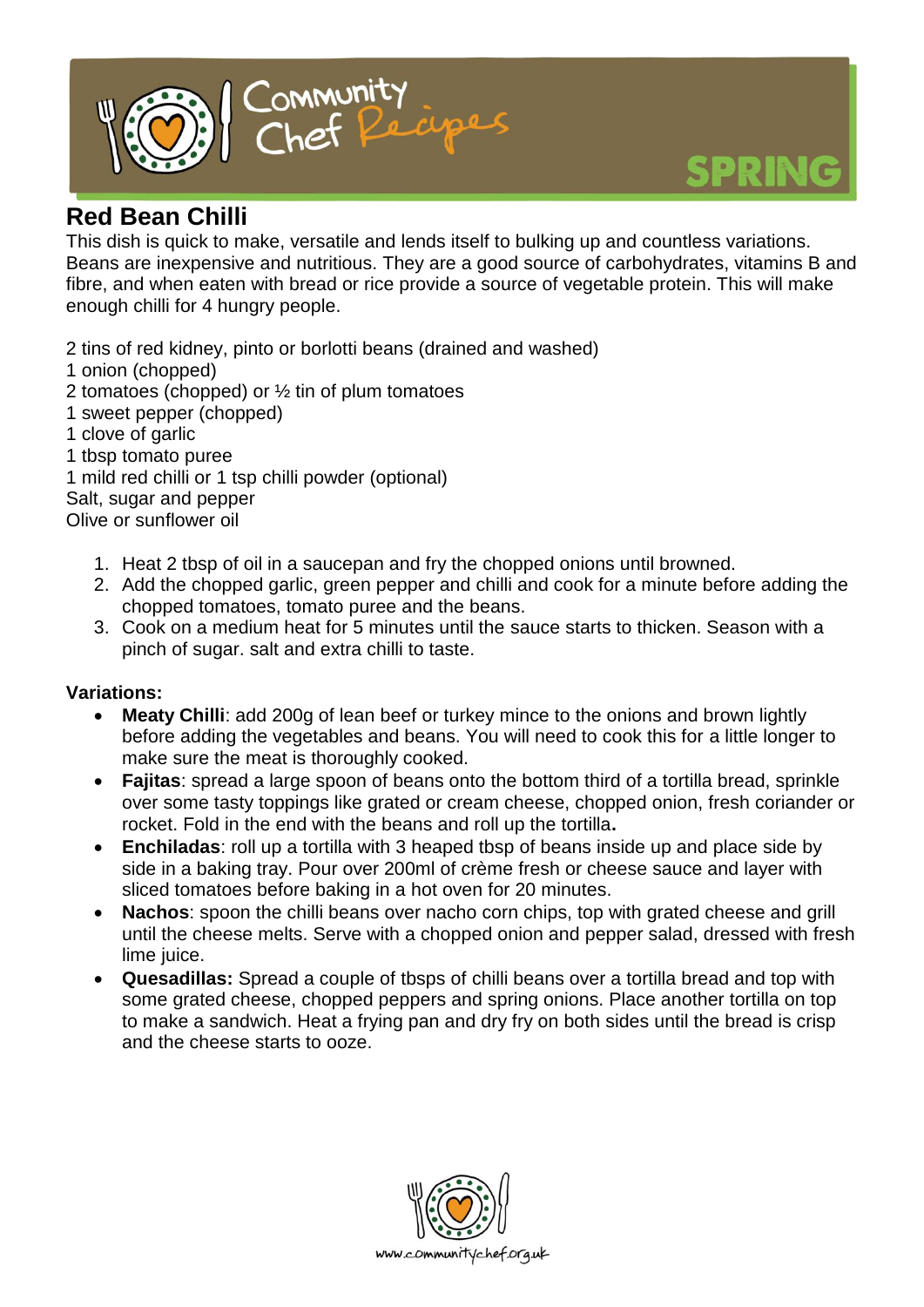# Red Bean Chilli

This dish is quick to make, versatile and lends itself to bulking up and countless variations. Beans are inexpensive and nutritious. They are a good source of carbohydrates, vitamins B and fibre, and when eaten with bread or rice provide a source of vegetable protein. This will make enough chilli for 4 hungry people.

2 tins of red kidney, pinto or borlotti beans (drained and washed)
1 onion (chopped)
2 tomatoes (chopped) or ½ tin of plum tomatoes
1 sweet pepper (chopped)
1 clove of garlic
1 tbsp tomato puree
1 mild red chilli or 1 tsp chilli powder (optional)
Salt, sugar and pepper
Olive or sunflower oil

1. Heat 2 tbsp of oil in a saucepan and fry the chopped onions until browned.
2. Add the chopped garlic, green pepper and chilli and cook for a minute before adding the chopped tomatoes, tomato puree and the beans.
3. Cook on a medium heat for 5 minutes until the sauce starts to thicken. Season with a pinch of sugar. salt and extra chilli to taste.

**Variations:**

- **Meaty Chilli**: add 200g of lean beef or turkey mince to the onions and brown lightly before adding the vegetables and beans. You will need to cook this for a little longer to make sure the meat is thoroughly cooked.
- **Fajitas**: spread a large spoon of beans onto the bottom third of a tortilla bread, sprinkle over some tasty toppings like grated or cream cheese, chopped onion, fresh coriander or rocket. Fold in the end with the beans and roll up the tortilla**.**
- **Enchiladas**: roll up a tortilla with 3 heaped tbsp of beans inside up and place side by side in a baking tray. Pour over 200ml of crème fresh or cheese sauce and layer with sliced tomatoes before baking in a hot oven for 20 minutes.
- **Nachos**: spoon the chilli beans over nacho corn chips, top with grated cheese and grill until the cheese melts. Serve with a chopped onion and pepper salad, dressed with fresh lime juice.
- **Quesadillas:** Spread a couple of tbsps of chilli beans over a tortilla bread and top with some grated cheese, chopped peppers and spring onions. Place another tortilla on top to make a sandwich. Heat a frying pan and dry fry on both sides until the bread is crisp and the cheese starts to ooze.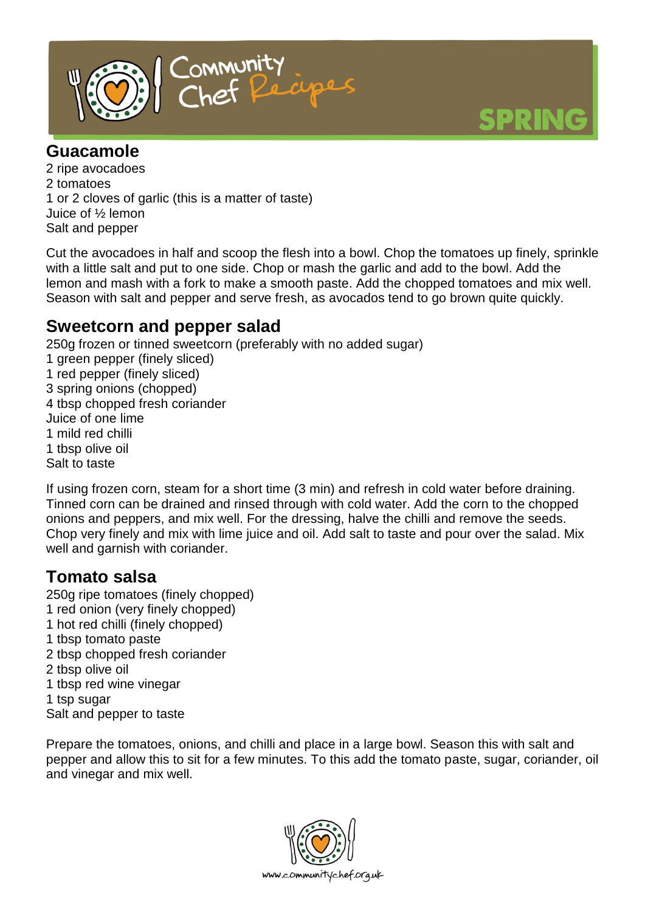## Guacamole

2 ripe avocadoes
2 tomatoes
1 or 2 cloves of garlic (this is a matter of taste)
Juice of ½ lemon
Salt and pepper

Cut the avocadoes in half and scoop the flesh into a bowl. Chop the tomatoes up finely, sprinkle with a little salt and put to one side. Chop or mash the garlic and add to the bowl. Add the lemon and mash with a fork to make a smooth paste. Add the chopped tomatoes and mix well. Season with salt and pepper and serve fresh, as avocados tend to go brown quite quickly.

## Sweetcorn and pepper salad

250g frozen or tinned sweetcorn (preferably with no added sugar)
1 green pepper (finely sliced)
1 red pepper (finely sliced)
3 spring onions (chopped)
4 tbsp chopped fresh coriander
Juice of one lime
1 mild red chilli
1 tbsp olive oil
Salt to taste

If using frozen corn, steam for a short time (3 min) and refresh in cold water before draining. Tinned corn can be drained and rinsed through with cold water. Add the corn to the chopped onions and peppers, and mix well. For the dressing, halve the chilli and remove the seeds. Chop very finely and mix with lime juice and oil. Add salt to taste and pour over the salad. Mix well and garnish with coriander.

## Tomato salsa

250g ripe tomatoes (finely chopped)
1 red onion (very finely chopped)
1 hot red chilli (finely chopped)
1 tbsp tomato paste
2 tbsp chopped fresh coriander
2 tbsp olive oil
1 tbsp red wine vinegar
1 tsp sugar
Salt and pepper to taste

Prepare the tomatoes, onions, and chilli and place in a large bowl. Season this with salt and pepper and allow this to sit for a few minutes. To this add the tomato paste, sugar, coriander, oil and vinegar and mix well.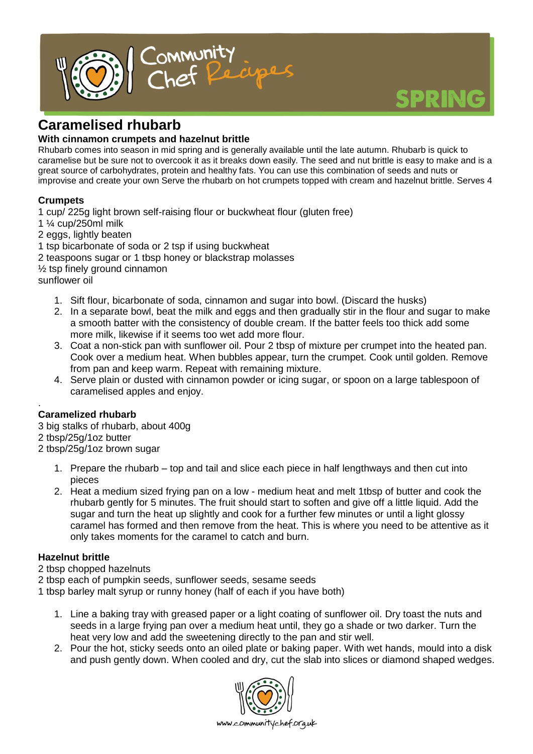# Caramelised rhubarb

### With cinnamon crumpets and hazelnut brittle

Rhubarb comes into season in mid spring and is generally available until the late autumn. Rhubarb is quick to caramelise but be sure not to overcook it as it breaks down easily. The seed and nut brittle is easy to make and is a great source of carbohydrates, protein and healthy fats. You can use this combination of seeds and nuts or improvise and create your own Serve the rhubarb on hot crumpets topped with cream and hazelnut brittle. Serves 4

**Crumpets**

1 cup/ 225g light brown self-raising flour or buckwheat flour (gluten free)
1 ¼ cup/250ml milk
2 eggs, lightly beaten
1 tsp bicarbonate of soda or 2 tsp if using buckwheat
2 teaspoons sugar or 1 tbsp honey or blackstrap molasses
½ tsp finely ground cinnamon
sunflower oil

1. Sift flour, bicarbonate of soda, cinnamon and sugar into bowl. (Discard the husks)
2. In a separate bowl, beat the milk and eggs and then gradually stir in the flour and sugar to make a smooth batter with the consistency of double cream. If the batter feels too thick add some more milk, likewise if it seems too wet add more flour.
3. Coat a non-stick pan with sunflower oil. Pour 2 tbsp of mixture per crumpet into the heated pan. Cook over a medium heat. When bubbles appear, turn the crumpet. Cook until golden. Remove from pan and keep warm. Repeat with remaining mixture.
4. Serve plain or dusted with cinnamon powder or icing sugar, or spoon on a large tablespoon of caramelised apples and enjoy.

.

**Caramelized rhubarb**

3 big stalks of rhubarb, about 400g
2 tbsp/25g/1oz butter
2 tbsp/25g/1oz brown sugar

1. Prepare the rhubarb – top and tail and slice each piece in half lengthways and then cut into pieces
2. Heat a medium sized frying pan on a low - medium heat and melt 1tbsp of butter and cook the rhubarb gently for 5 minutes. The fruit should start to soften and give off a little liquid. Add the sugar and turn the heat up slightly and cook for a further few minutes or until a light glossy caramel has formed and then remove from the heat. This is where you need to be attentive as it only takes moments for the caramel to catch and burn.

**Hazelnut brittle**

2 tbsp chopped hazelnuts
2 tbsp each of pumpkin seeds, sunflower seeds, sesame seeds
1 tbsp barley malt syrup or runny honey (half of each if you have both)

1. Line a baking tray with greased paper or a light coating of sunflower oil. Dry toast the nuts and seeds in a large frying pan over a medium heat until, they go a shade or two darker. Turn the heat very low and add the sweetening directly to the pan and stir well.
2. Pour the hot, sticky seeds onto an oiled plate or baking paper. With wet hands, mould into a disk and push gently down. When cooled and dry, cut the slab into slices or diamond shaped wedges.

www.communitychef.org.uk